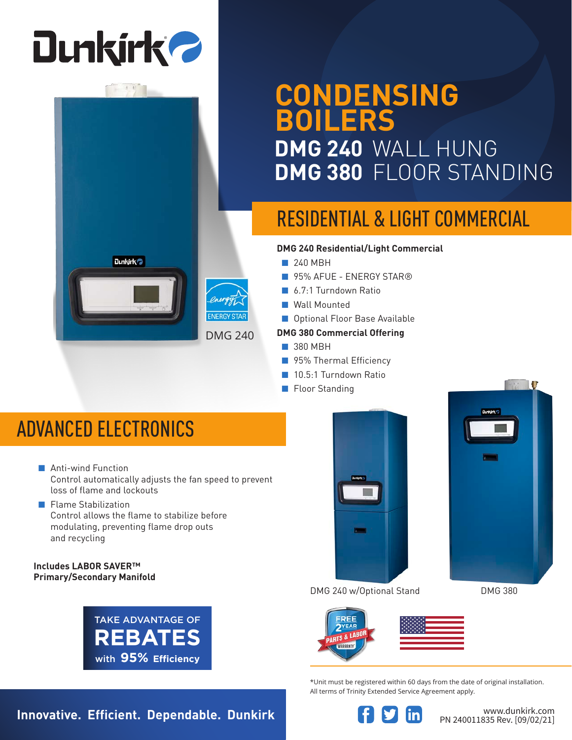# CONDENSING BOILERS

## DMG 240 WALL HUNG
## DMG 380 FLOOR STANDING

## RESIDENTIAL & LIGHT COMMERCIAL

**DMG 240 Residential/Light Commercial**

- 240 MBH
- 95% AFUE - ENERGY STAR®
- 6.7:1 Turndown Ratio
- Wall Mounted
- Optional Floor Base Available

**DMG 380 Commercial Offering**

- 380 MBH
- 95% Thermal Efficiency
- 10.5:1 Turndown Ratio
- Floor Standing

DMG 240

DMG 240 w/Optional Stand

DMG 380

## ADVANCED ELECTRONICS

- Anti-wind Function
  Control automatically adjusts the fan speed to prevent loss of flame and lockouts
- Flame Stabilization
  Control allows the flame to stabilize before modulating, preventing flame drop outs and recycling

**Includes LABOR SAVER™ Primary/Secondary Manifold**

TAKE ADVANTAGE OF **REBATES** with **95% Efficiency**

FREE 2 YEAR PARTS & LABOR WARRANTY*

*Unit must be registered within 60 days from the date of original installation. All terms of Trinity Extended Service Agreement apply.

**Innovative. Efficient. Dependable. Dunkirk**

www.dunkirk.com
PN 240011835 Rev. [09/02/21]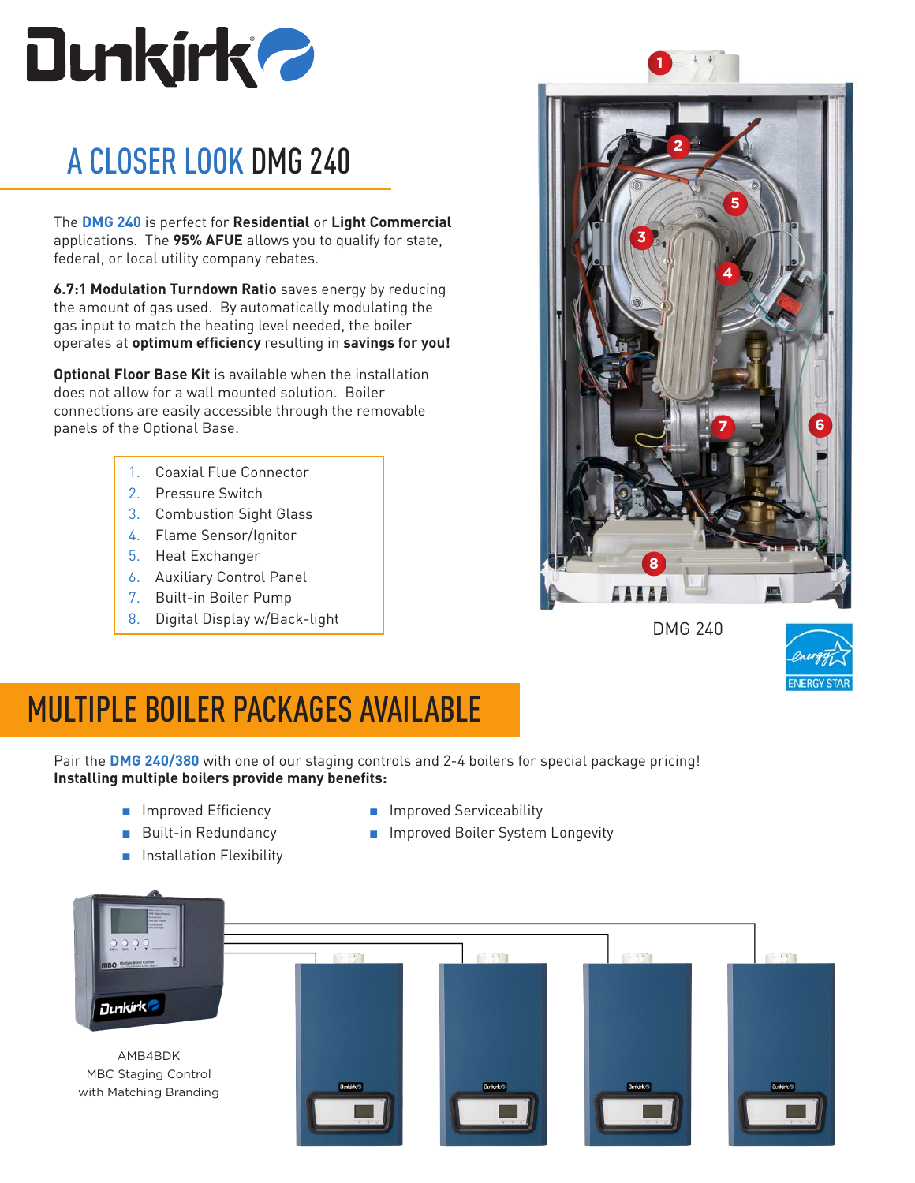# A CLOSER LOOK DMG 240

The **DMG 240** is perfect for **Residential** or **Light Commercial** applications. The **95% AFUE** allows you to qualify for state, federal, or local utility company rebates.

**6.7:1 Modulation Turndown Ratio** saves energy by reducing the amount of gas used. By automatically modulating the gas input to match the heating level needed, the boiler operates at **optimum efficiency** resulting in **savings for you!**

**Optional Floor Base Kit** is available when the installation does not allow for a wall mounted solution. Boiler connections are easily accessible through the removable panels of the Optional Base.

1. Coaxial Flue Connector
2. Pressure Switch
3. Combustion Sight Glass
4. Flame Sensor/Ignitor
5. Heat Exchanger
6. Auxiliary Control Panel
7. Built-in Boiler Pump
8. Digital Display w/Back-light

DMG 240

ENERGY STAR

## MULTIPLE BOILER PACKAGES AVAILABLE

Pair the **DMG 240/380** with one of our staging controls and 2-4 boilers for special package pricing!
**Installing multiple boilers provide many benefits:**

- Improved Efficiency
- Built-in Redundancy
- Installation Flexibility
- Improved Serviceability
- Improved Boiler System Longevity

AMB4BDK
MBC Staging Control
with Matching Branding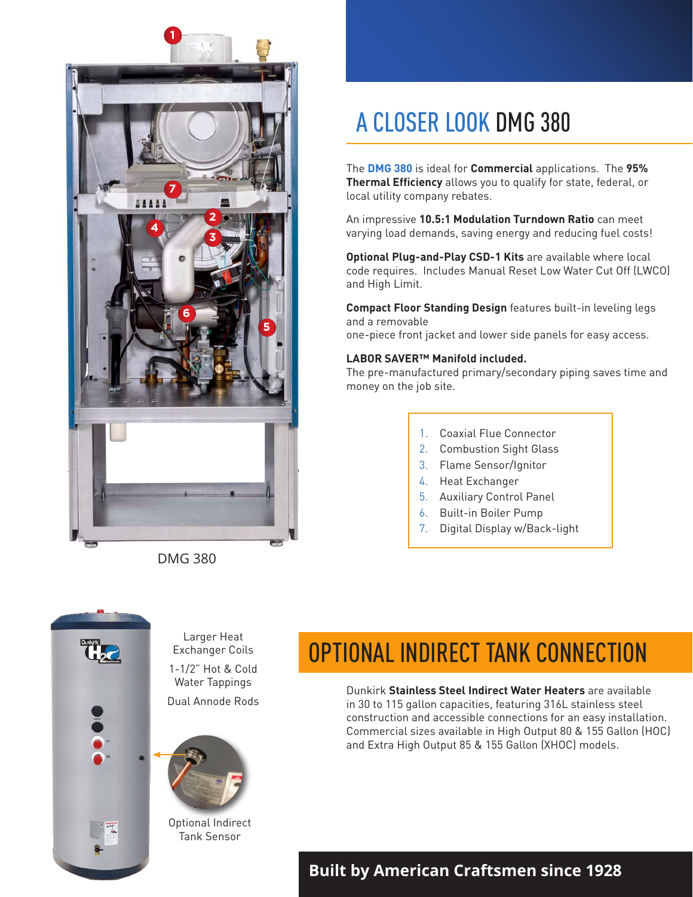# A CLOSER LOOK DMG 380

The **DMG 380** is ideal for **Commercial** applications. The **95% Thermal Efficiency** allows you to qualify for state, federal, or local utility company rebates.

An impressive **10.5:1 Modulation Turndown Ratio** can meet varying load demands, saving energy and reducing fuel costs!

**Optional Plug-and-Play CSD-1 Kits** are available where local code requires. Includes Manual Reset Low Water Cut Off (LWCO) and High Limit.

**Compact Floor Standing Design** features built-in leveling legs and a removable
one-piece front jacket and lower side panels for easy access.

**LABOR SAVER™ Manifold included.**
The pre-manufactured primary/secondary piping saves time and money on the job site.

1. Coaxial Flue Connector
2. Combustion Sight Glass
3. Flame Sensor/Ignitor
4. Heat Exchanger
5. Auxiliary Control Panel
6. Built-in Boiler Pump
7. Digital Display w/Back-light

DMG 380

Larger Heat Exchanger Coils

1-1/2" Hot & Cold Water Tappings

Dual Annode Rods

Optional Indirect Tank Sensor

# OPTIONAL INDIRECT TANK CONNECTION

Dunkirk **Stainless Steel Indirect Water Heaters** are available in 30 to 115 gallon capacities, featuring 316L stainless steel construction and accessible connections for an easy installation. Commercial sizes available in High Output 80 & 155 Gallon (HOC) and Extra High Output 85 & 155 Gallon (XHOC) models.

**Built by American Craftsmen since 1928**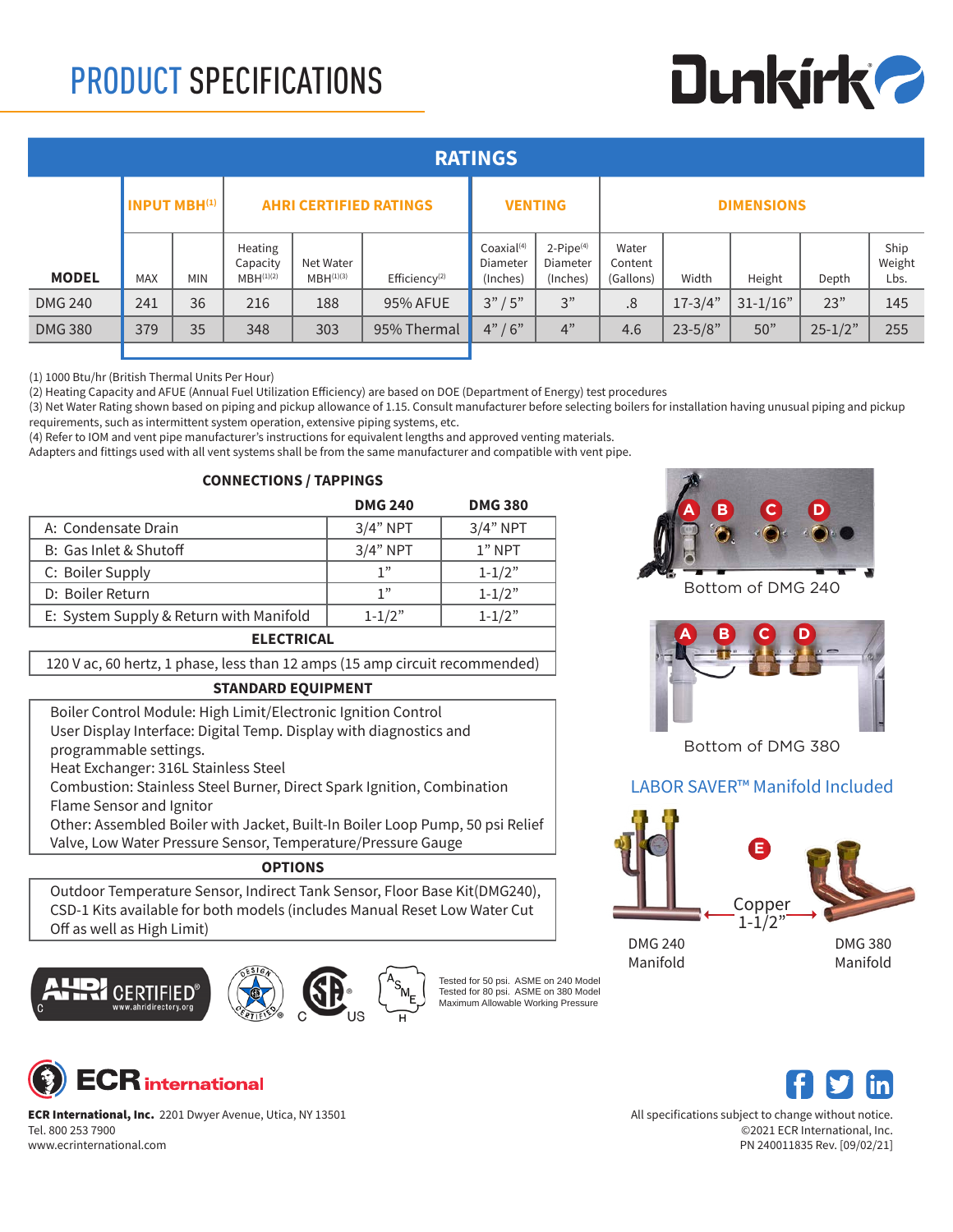# PRODUCT SPECIFICATIONS

Dunkirk

## RATINGS

| MODEL | INPUT MBH[1] | | AHRI CERTIFIED RATINGS | | | VENTING | | DIMENSIONS | | | | |
|---|---|---|---|---|---|---|---|---|---|---|---|---|
| | MAX | MIN | Heating Capacity MBH[1][2] | Net Water MBH[1][3] | Efficiency[2] | Coaxial[4] Diameter (Inches) | 2-Pipe[4] Diameter (Inches) | Water Content (Gallons) | Width | Height | Depth | Ship Weight Lbs. |
| DMG 240 | 241 | 36 | 216 | 188 | 95% AFUE | 3" / 5" | 3" | .8 | 17-3/4" | 31-1/16" | 23" | 145 |
| DMG 380 | 379 | 35 | 348 | 303 | 95% Thermal | 4" / 6" | 4" | 4.6 | 23-5/8" | 50" | 25-1/2" | 255 |

(1) 1000 Btu/hr (British Thermal Units Per Hour)
(2) Heating Capacity and AFUE (Annual Fuel Utilization Efficiency) are based on DOE (Department of Energy) test procedures
(3) Net Water Rating shown based on piping and pickup allowance of 1.15. Consult manufacturer before selecting boilers for installation having unusual piping and pickup requirements, such as intermittent system operation, extensive piping systems, etc.
(4) Refer to IOM and vent pipe manufacturer's instructions for equivalent lengths and approved venting materials.
Adapters and fittings used with all vent systems shall be from the same manufacturer and compatible with vent pipe.

### CONNECTIONS / TAPPINGS

| | DMG 240 | DMG 380 |
|---|---|---|
| A: Condensate Drain | 3/4" NPT | 3/4" NPT |
| B: Gas Inlet & Shutoff | 3/4" NPT | 1" NPT |
| C: Boiler Supply | 1" | 1-1/2" |
| D: Boiler Return | 1" | 1-1/2" |
| E: System Supply & Return with Manifold | 1-1/2" | 1-1/2" |

### ELECTRICAL

120 V ac, 60 hertz, 1 phase, less than 12 amps (15 amp circuit recommended)

### STANDARD EQUIPMENT

Boiler Control Module: High Limit/Electronic Ignition Control
User Display Interface: Digital Temp. Display with diagnostics and programmable settings.
Heat Exchanger: 316L Stainless Steel
Combustion: Stainless Steel Burner, Direct Spark Ignition, Combination Flame Sensor and Ignitor
Other: Assembled Boiler with Jacket, Built-In Boiler Loop Pump, 50 psi Relief Valve, Low Water Pressure Sensor, Temperature/Pressure Gauge

### OPTIONS

Outdoor Temperature Sensor, Indirect Tank Sensor, Floor Base Kit(DMG240), CSD-1 Kits available for both models (includes Manual Reset Low Water Cut Off as well as High Limit)

A B C D

Bottom of DMG 240

A B C D

Bottom of DMG 380

LABOR SAVER™ Manifold Included

E

Copper 1-1/2"

DMG 240 Manifold

DMG 380 Manifold

AHRI CERTIFIED® www.ahridirectory.org

Tested for 50 psi. ASME on 240 Model
Tested for 80 psi. ASME on 380 Model
Maximum Allowable Working Pressure

ECR international

**ECR International, Inc.** 2201 Dwyer Avenue, Utica, NY 13501
Tel. 800 253 7900
www.ecrinternational.com

All specifications subject to change without notice.
©2021 ECR International, Inc.
PN 240011835 Rev. [09/02/21]